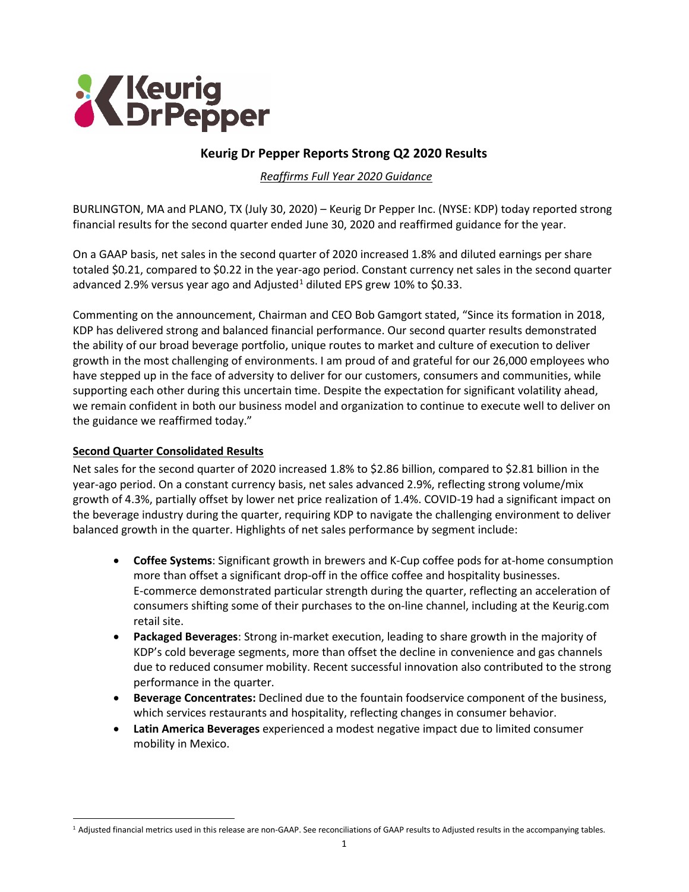# Keurig Dr Pepper Reports Strong Q2 2020 Results

*Reaffirms Full Year 2020 Guidance*

BURLINGTON, MA and PLANO, TX (July 30, 2020) – Keurig Dr Pepper Inc. (NYSE: KDP) today reported strong financial results for the second quarter ended June 30, 2020 and reaffirmed guidance for the year.

On a GAAP basis, net sales in the second quarter of 2020 increased 1.8% and diluted earnings per share totaled $0.21, compared to $0.22 in the year-ago period. Constant currency net sales in the second quarter advanced 2.9% versus year ago and Adjusted[1] diluted EPS grew 10% to $0.33.

Commenting on the announcement, Chairman and CEO Bob Gamgort stated, "Since its formation in 2018, KDP has delivered strong and balanced financial performance. Our second quarter results demonstrated the ability of our broad beverage portfolio, unique routes to market and culture of execution to deliver growth in the most challenging of environments. I am proud of and grateful for our 26,000 employees who have stepped up in the face of adversity to deliver for our customers, consumers and communities, while supporting each other during this uncertain time. Despite the expectation for significant volatility ahead, we remain confident in both our business model and organization to continue to execute well to deliver on the guidance we reaffirmed today."

## Second Quarter Consolidated Results

Net sales for the second quarter of 2020 increased 1.8% to $2.86 billion, compared to $2.81 billion in the year-ago period. On a constant currency basis, net sales advanced 2.9%, reflecting strong volume/mix growth of 4.3%, partially offset by lower net price realization of 1.4%. COVID-19 had a significant impact on the beverage industry during the quarter, requiring KDP to navigate the challenging environment to deliver balanced growth in the quarter. Highlights of net sales performance by segment include:

- **Coffee Systems**: Significant growth in brewers and K-Cup coffee pods for at-home consumption more than offset a significant drop-off in the office coffee and hospitality businesses. E-commerce demonstrated particular strength during the quarter, reflecting an acceleration of consumers shifting some of their purchases to the on-line channel, including at the Keurig.com retail site.
- **Packaged Beverages**: Strong in-market execution, leading to share growth in the majority of KDP's cold beverage segments, more than offset the decline in convenience and gas channels due to reduced consumer mobility. Recent successful innovation also contributed to the strong performance in the quarter.
- **Beverage Concentrates:** Declined due to the fountain foodservice component of the business, which services restaurants and hospitality, reflecting changes in consumer behavior.
- **Latin America Beverages** experienced a modest negative impact due to limited consumer mobility in Mexico.

[1] Adjusted financial metrics used in this release are non-GAAP. See reconciliations of GAAP results to Adjusted results in the accompanying tables.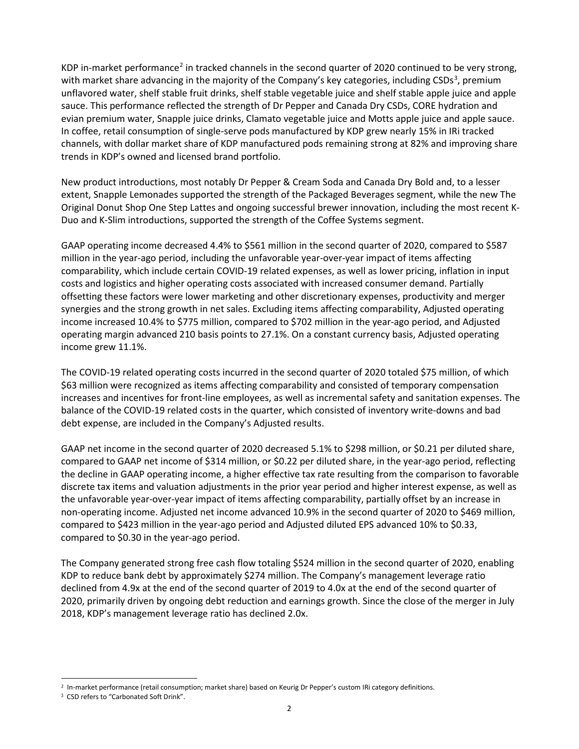KDP in-market performance[2] in tracked channels in the second quarter of 2020 continued to be very strong, with market share advancing in the majority of the Company's key categories, including CSDs[3], premium unflavored water, shelf stable fruit drinks, shelf stable vegetable juice and shelf stable apple juice and apple sauce. This performance reflected the strength of Dr Pepper and Canada Dry CSDs, CORE hydration and evian premium water, Snapple juice drinks, Clamato vegetable juice and Motts apple juice and apple sauce. In coffee, retail consumption of single-serve pods manufactured by KDP grew nearly 15% in IRi tracked channels, with dollar market share of KDP manufactured pods remaining strong at 82% and improving share trends in KDP's owned and licensed brand portfolio.

New product introductions, most notably Dr Pepper & Cream Soda and Canada Dry Bold and, to a lesser extent, Snapple Lemonades supported the strength of the Packaged Beverages segment, while the new The Original Donut Shop One Step Lattes and ongoing successful brewer innovation, including the most recent K-Duo and K-Slim introductions, supported the strength of the Coffee Systems segment.

GAAP operating income decreased 4.4% to $561 million in the second quarter of 2020, compared to $587 million in the year-ago period, including the unfavorable year-over-year impact of items affecting comparability, which include certain COVID-19 related expenses, as well as lower pricing, inflation in input costs and logistics and higher operating costs associated with increased consumer demand. Partially offsetting these factors were lower marketing and other discretionary expenses, productivity and merger synergies and the strong growth in net sales. Excluding items affecting comparability, Adjusted operating income increased 10.4% to $775 million, compared to $702 million in the year-ago period, and Adjusted operating margin advanced 210 basis points to 27.1%. On a constant currency basis, Adjusted operating income grew 11.1%.

The COVID-19 related operating costs incurred in the second quarter of 2020 totaled $75 million, of which $63 million were recognized as items affecting comparability and consisted of temporary compensation increases and incentives for front-line employees, as well as incremental safety and sanitation expenses. The balance of the COVID-19 related costs in the quarter, which consisted of inventory write-downs and bad debt expense, are included in the Company's Adjusted results.

GAAP net income in the second quarter of 2020 decreased 5.1% to $298 million, or $0.21 per diluted share, compared to GAAP net income of $314 million, or $0.22 per diluted share, in the year-ago period, reflecting the decline in GAAP operating income, a higher effective tax rate resulting from the comparison to favorable discrete tax items and valuation adjustments in the prior year period and higher interest expense, as well as the unfavorable year-over-year impact of items affecting comparability, partially offset by an increase in non-operating income. Adjusted net income advanced 10.9% in the second quarter of 2020 to $469 million, compared to $423 million in the year-ago period and Adjusted diluted EPS advanced 10% to $0.33, compared to $0.30 in the year-ago period.

The Company generated strong free cash flow totaling $524 million in the second quarter of 2020, enabling KDP to reduce bank debt by approximately $274 million. The Company's management leverage ratio declined from 4.9x at the end of the second quarter of 2019 to 4.0x at the end of the second quarter of 2020, primarily driven by ongoing debt reduction and earnings growth. Since the close of the merger in July 2018, KDP's management leverage ratio has declined 2.0x.

---

[2] In-market performance (retail consumption; market share) based on Keurig Dr Pepper's custom IRi category definitions.

[3] CSD refers to "Carbonated Soft Drink".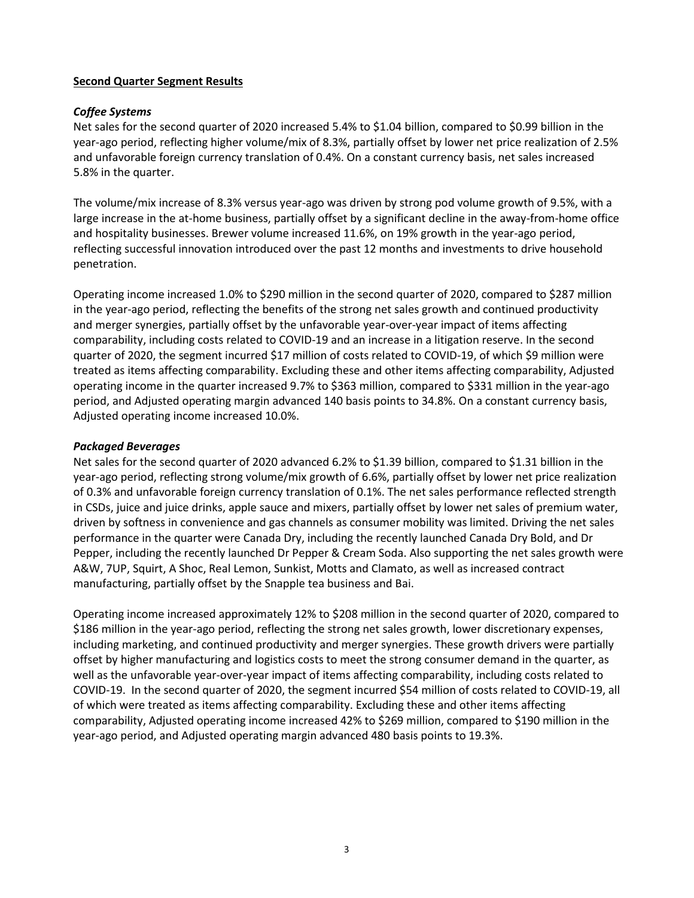**Second Quarter Segment Results**

***Coffee Systems***

Net sales for the second quarter of 2020 increased 5.4% to $1.04 billion, compared to $0.99 billion in the year-ago period, reflecting higher volume/mix of 8.3%, partially offset by lower net price realization of 2.5% and unfavorable foreign currency translation of 0.4%. On a constant currency basis, net sales increased 5.8% in the quarter.

The volume/mix increase of 8.3% versus year-ago was driven by strong pod volume growth of 9.5%, with a large increase in the at-home business, partially offset by a significant decline in the away-from-home office and hospitality businesses. Brewer volume increased 11.6%, on 19% growth in the year-ago period, reflecting successful innovation introduced over the past 12 months and investments to drive household penetration.

Operating income increased 1.0% to $290 million in the second quarter of 2020, compared to $287 million in the year-ago period, reflecting the benefits of the strong net sales growth and continued productivity and merger synergies, partially offset by the unfavorable year-over-year impact of items affecting comparability, including costs related to COVID-19 and an increase in a litigation reserve. In the second quarter of 2020, the segment incurred $17 million of costs related to COVID-19, of which $9 million were treated as items affecting comparability. Excluding these and other items affecting comparability, Adjusted operating income in the quarter increased 9.7% to $363 million, compared to $331 million in the year-ago period, and Adjusted operating margin advanced 140 basis points to 34.8%. On a constant currency basis, Adjusted operating income increased 10.0%.

***Packaged Beverages***

Net sales for the second quarter of 2020 advanced 6.2% to $1.39 billion, compared to $1.31 billion in the year-ago period, reflecting strong volume/mix growth of 6.6%, partially offset by lower net price realization of 0.3% and unfavorable foreign currency translation of 0.1%. The net sales performance reflected strength in CSDs, juice and juice drinks, apple sauce and mixers, partially offset by lower net sales of premium water, driven by softness in convenience and gas channels as consumer mobility was limited. Driving the net sales performance in the quarter were Canada Dry, including the recently launched Canada Dry Bold, and Dr Pepper, including the recently launched Dr Pepper & Cream Soda. Also supporting the net sales growth were A&W, 7UP, Squirt, A Shoc, Real Lemon, Sunkist, Motts and Clamato, as well as increased contract manufacturing, partially offset by the Snapple tea business and Bai.

Operating income increased approximately 12% to $208 million in the second quarter of 2020, compared to $186 million in the year-ago period, reflecting the strong net sales growth, lower discretionary expenses, including marketing, and continued productivity and merger synergies. These growth drivers were partially offset by higher manufacturing and logistics costs to meet the strong consumer demand in the quarter, as well as the unfavorable year-over-year impact of items affecting comparability, including costs related to COVID-19. In the second quarter of 2020, the segment incurred $54 million of costs related to COVID-19, all of which were treated as items affecting comparability. Excluding these and other items affecting comparability, Adjusted operating income increased 42% to $269 million, compared to $190 million in the year-ago period, and Adjusted operating margin advanced 480 basis points to 19.3%.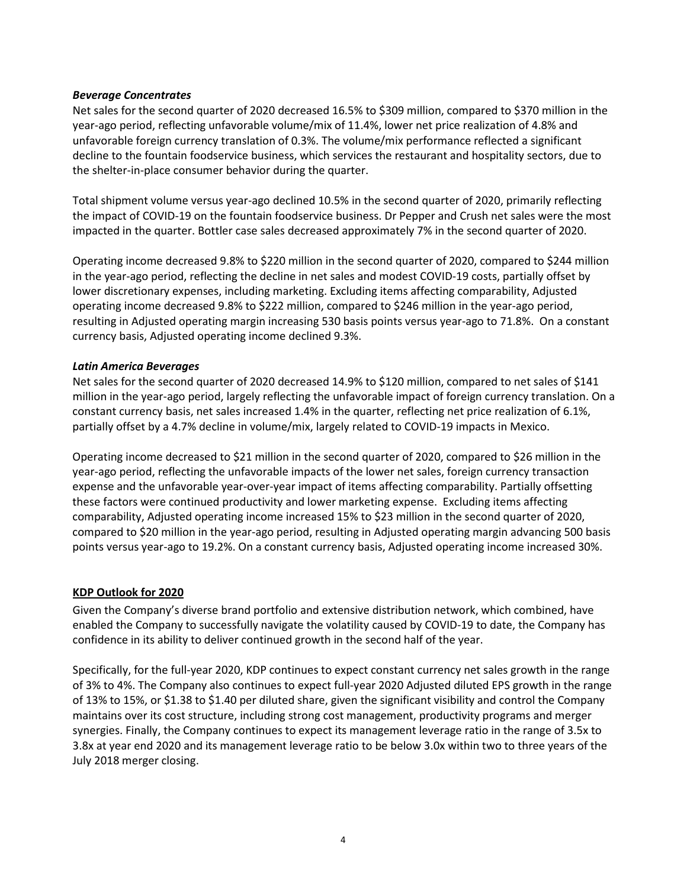***Beverage Concentrates***

Net sales for the second quarter of 2020 decreased 16.5% to $309 million, compared to $370 million in the year-ago period, reflecting unfavorable volume/mix of 11.4%, lower net price realization of 4.8% and unfavorable foreign currency translation of 0.3%. The volume/mix performance reflected a significant decline to the fountain foodservice business, which services the restaurant and hospitality sectors, due to the shelter-in-place consumer behavior during the quarter.

Total shipment volume versus year-ago declined 10.5% in the second quarter of 2020, primarily reflecting the impact of COVID-19 on the fountain foodservice business. Dr Pepper and Crush net sales were the most impacted in the quarter. Bottler case sales decreased approximately 7% in the second quarter of 2020.

Operating income decreased 9.8% to $220 million in the second quarter of 2020, compared to $244 million in the year-ago period, reflecting the decline in net sales and modest COVID-19 costs, partially offset by lower discretionary expenses, including marketing. Excluding items affecting comparability, Adjusted operating income decreased 9.8% to $222 million, compared to $246 million in the year-ago period, resulting in Adjusted operating margin increasing 530 basis points versus year-ago to 71.8%. On a constant currency basis, Adjusted operating income declined 9.3%.

***Latin America Beverages***

Net sales for the second quarter of 2020 decreased 14.9% to $120 million, compared to net sales of $141 million in the year-ago period, largely reflecting the unfavorable impact of foreign currency translation. On a constant currency basis, net sales increased 1.4% in the quarter, reflecting net price realization of 6.1%, partially offset by a 4.7% decline in volume/mix, largely related to COVID-19 impacts in Mexico.

Operating income decreased to $21 million in the second quarter of 2020, compared to $26 million in the year-ago period, reflecting the unfavorable impacts of the lower net sales, foreign currency transaction expense and the unfavorable year-over-year impact of items affecting comparability. Partially offsetting these factors were continued productivity and lower marketing expense. Excluding items affecting comparability, Adjusted operating income increased 15% to $23 million in the second quarter of 2020, compared to $20 million in the year-ago period, resulting in Adjusted operating margin advancing 500 basis points versus year-ago to 19.2%. On a constant currency basis, Adjusted operating income increased 30%.

**KDP Outlook for 2020**

Given the Company's diverse brand portfolio and extensive distribution network, which combined, have enabled the Company to successfully navigate the volatility caused by COVID-19 to date, the Company has confidence in its ability to deliver continued growth in the second half of the year.

Specifically, for the full-year 2020, KDP continues to expect constant currency net sales growth in the range of 3% to 4%. The Company also continues to expect full-year 2020 Adjusted diluted EPS growth in the range of 13% to 15%, or $1.38 to $1.40 per diluted share, given the significant visibility and control the Company maintains over its cost structure, including strong cost management, productivity programs and merger synergies. Finally, the Company continues to expect its management leverage ratio in the range of 3.5x to 3.8x at year end 2020 and its management leverage ratio to be below 3.0x within two to three years of the July 2018 merger closing.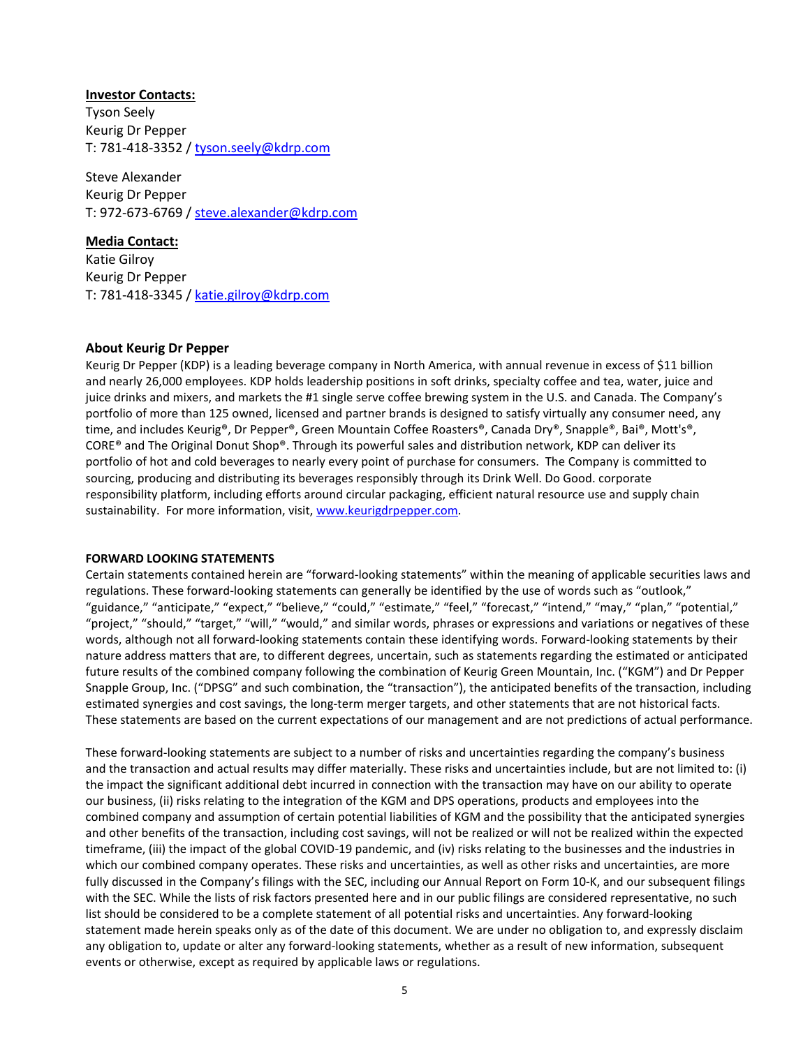**Investor Contacts:**

Tyson Seely
Keurig Dr Pepper
T: 781-418-3352 / tyson.seely@kdrp.com

Steve Alexander
Keurig Dr Pepper
T: 972-673-6769 / steve.alexander@kdrp.com

**Media Contact:**

Katie Gilroy
Keurig Dr Pepper
T: 781-418-3345 / katie.gilroy@kdrp.com

## About Keurig Dr Pepper

Keurig Dr Pepper (KDP) is a leading beverage company in North America, with annual revenue in excess of $11 billion and nearly 26,000 employees. KDP holds leadership positions in soft drinks, specialty coffee and tea, water, juice and juice drinks and mixers, and markets the #1 single serve coffee brewing system in the U.S. and Canada. The Company's portfolio of more than 125 owned, licensed and partner brands is designed to satisfy virtually any consumer need, any time, and includes Keurig®, Dr Pepper®, Green Mountain Coffee Roasters®, Canada Dry®, Snapple®, Bai®, Mott's®, CORE® and The Original Donut Shop®. Through its powerful sales and distribution network, KDP can deliver its portfolio of hot and cold beverages to nearly every point of purchase for consumers. The Company is committed to sourcing, producing and distributing its beverages responsibly through its Drink Well. Do Good. corporate responsibility platform, including efforts around circular packaging, efficient natural resource use and supply chain sustainability. For more information, visit, www.keurigdrpepper.com.

## FORWARD LOOKING STATEMENTS

Certain statements contained herein are "forward-looking statements" within the meaning of applicable securities laws and regulations. These forward-looking statements can generally be identified by the use of words such as "outlook," "guidance," "anticipate," "expect," "believe," "could," "estimate," "feel," "forecast," "intend," "may," "plan," "potential," "project," "should," "target," "will," "would," and similar words, phrases or expressions and variations or negatives of these words, although not all forward-looking statements contain these identifying words. Forward-looking statements by their nature address matters that are, to different degrees, uncertain, such as statements regarding the estimated or anticipated future results of the combined company following the combination of Keurig Green Mountain, Inc. ("KGM") and Dr Pepper Snapple Group, Inc. ("DPSG" and such combination, the "transaction"), the anticipated benefits of the transaction, including estimated synergies and cost savings, the long-term merger targets, and other statements that are not historical facts. These statements are based on the current expectations of our management and are not predictions of actual performance.

These forward-looking statements are subject to a number of risks and uncertainties regarding the company's business and the transaction and actual results may differ materially. These risks and uncertainties include, but are not limited to: (i) the impact the significant additional debt incurred in connection with the transaction may have on our ability to operate our business, (ii) risks relating to the integration of the KGM and DPS operations, products and employees into the combined company and assumption of certain potential liabilities of KGM and the possibility that the anticipated synergies and other benefits of the transaction, including cost savings, will not be realized or will not be realized within the expected timeframe, (iii) the impact of the global COVID-19 pandemic, and (iv) risks relating to the businesses and the industries in which our combined company operates. These risks and uncertainties, as well as other risks and uncertainties, are more fully discussed in the Company's filings with the SEC, including our Annual Report on Form 10-K, and our subsequent filings with the SEC. While the lists of risk factors presented here and in our public filings are considered representative, no such list should be considered to be a complete statement of all potential risks and uncertainties. Any forward-looking statement made herein speaks only as of the date of this document. We are under no obligation to, and expressly disclaim any obligation to, update or alter any forward-looking statements, whether as a result of new information, subsequent events or otherwise, except as required by applicable laws or regulations.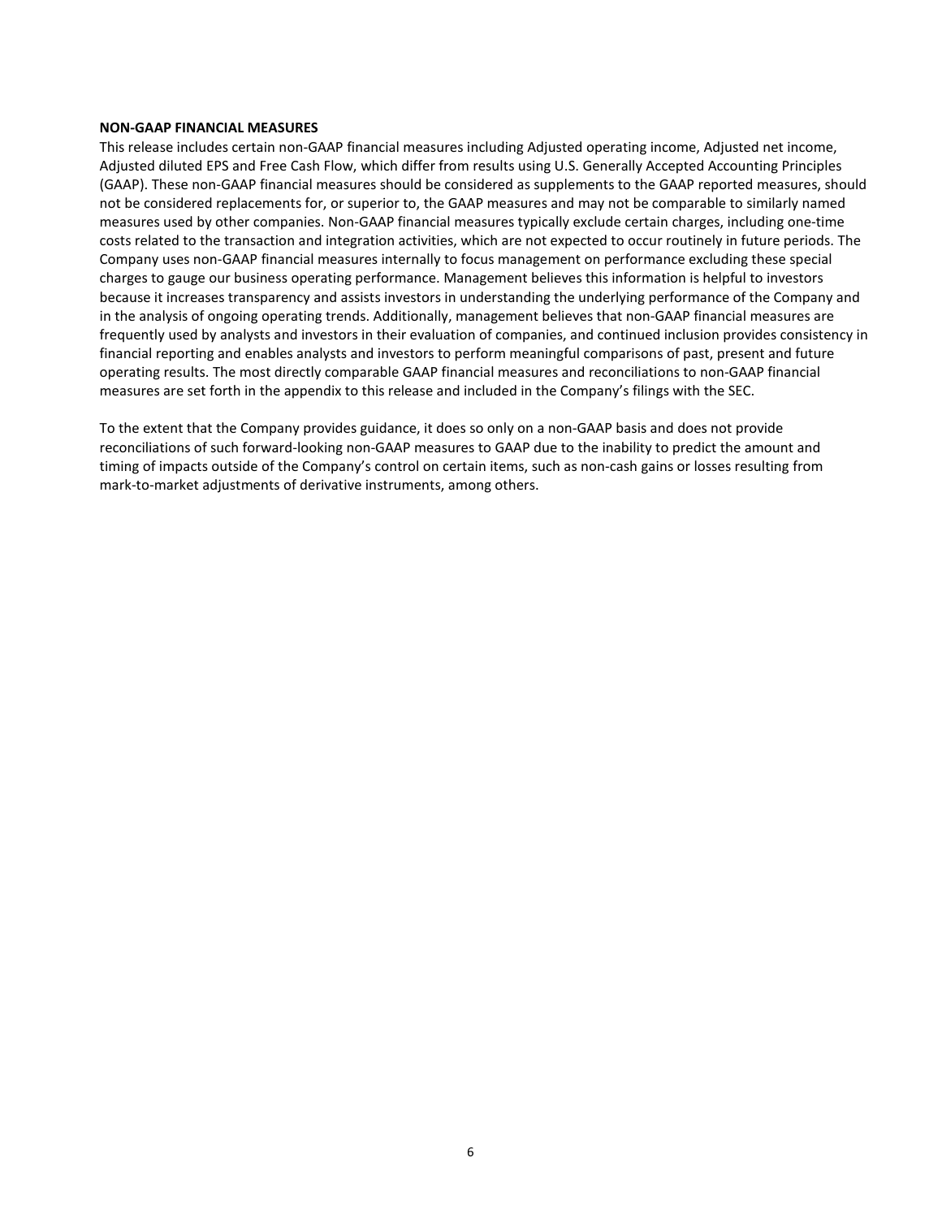**NON-GAAP FINANCIAL MEASURES**

This release includes certain non-GAAP financial measures including Adjusted operating income, Adjusted net income, Adjusted diluted EPS and Free Cash Flow, which differ from results using U.S. Generally Accepted Accounting Principles (GAAP). These non-GAAP financial measures should be considered as supplements to the GAAP reported measures, should not be considered replacements for, or superior to, the GAAP measures and may not be comparable to similarly named measures used by other companies. Non-GAAP financial measures typically exclude certain charges, including one-time costs related to the transaction and integration activities, which are not expected to occur routinely in future periods. The Company uses non-GAAP financial measures internally to focus management on performance excluding these special charges to gauge our business operating performance. Management believes this information is helpful to investors because it increases transparency and assists investors in understanding the underlying performance of the Company and in the analysis of ongoing operating trends. Additionally, management believes that non-GAAP financial measures are frequently used by analysts and investors in their evaluation of companies, and continued inclusion provides consistency in financial reporting and enables analysts and investors to perform meaningful comparisons of past, present and future operating results. The most directly comparable GAAP financial measures and reconciliations to non-GAAP financial measures are set forth in the appendix to this release and included in the Company's filings with the SEC.

To the extent that the Company provides guidance, it does so only on a non-GAAP basis and does not provide reconciliations of such forward-looking non-GAAP measures to GAAP due to the inability to predict the amount and timing of impacts outside of the Company's control on certain items, such as non-cash gains or losses resulting from mark-to-market adjustments of derivative instruments, among others.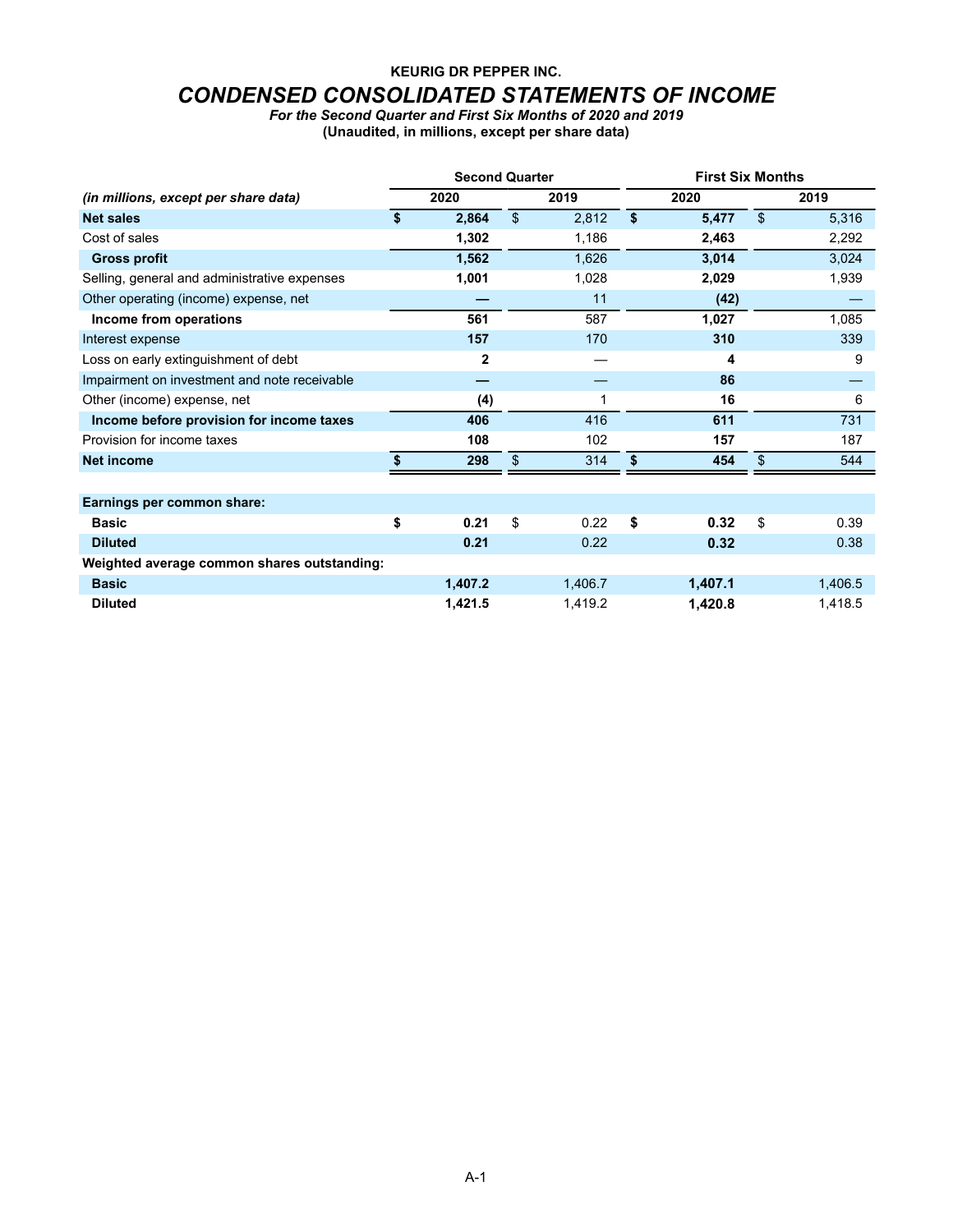**KEURIG DR PEPPER INC.**

# *CONDENSED CONSOLIDATED STATEMENTS OF INCOME*

***For the Second Quarter and First Six Months of 2020 and 2019***

**(Unaudited, in millions, except per share data)**

| | Second Quarter | | First Six Months | |
|---|---|---|---|---|
| ***(in millions, except per share data)*** | **2020** | **2019** | **2020** | **2019** |
| **Net sales** | **$ 2,864** | $ 2,812 | **$ 5,477** | $ 5,316 |
| Cost of sales | **1,302** | 1,186 | **2,463** | 2,292 |
| **Gross profit** | **1,562** | 1,626 | **3,014** | 3,024 |
| Selling, general and administrative expenses | **1,001** | 1,028 | **2,029** | 1,939 |
| Other operating (income) expense, net | **—** | 11 | **(42)** | — |
| **Income from operations** | **561** | 587 | **1,027** | 1,085 |
| Interest expense | **157** | 170 | **310** | 339 |
| Loss on early extinguishment of debt | **2** | — | **4** | 9 |
| Impairment on investment and note receivable | **—** | — | **86** | — |
| Other (income) expense, net | **(4)** | 1 | **16** | 6 |
| **Income before provision for income taxes** | **406** | 416 | **611** | 731 |
| Provision for income taxes | **108** | 102 | **157** | 187 |
| **Net income** | **$ 298** | $ 314 | **$ 454** | $ 544 |
| | | | | |
| **Earnings per common share:** | | | | |
| **Basic** | **$ 0.21** | $ 0.22 | **$ 0.32** | $ 0.39 |
| **Diluted** | **0.21** | 0.22 | **0.32** | 0.38 |
| **Weighted average common shares outstanding:** | | | | |
| **Basic** | **1,407.2** | 1,406.7 | **1,407.1** | 1,406.5 |
| **Diluted** | **1,421.5** | 1,419.2 | **1,420.8** | 1,418.5 |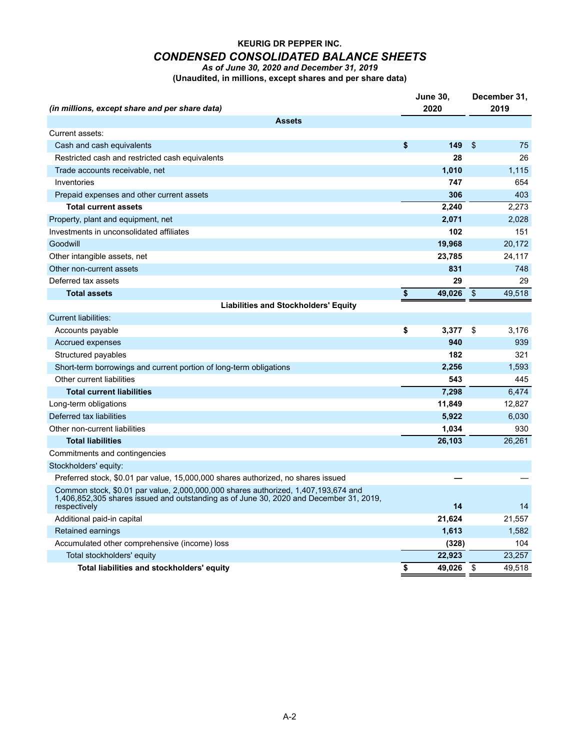**KEURIG DR PEPPER INC.**

***CONDENSED CONSOLIDATED BALANCE SHEETS***

***As of June 30, 2020 and December 31, 2019***

**(Unaudited, in millions, except shares and per share data)**

| *(in millions, except share and per share data)* | June 30, 2020 | December 31, 2019 |
|---|---|---|
| **Assets** | | |
| Current assets: | | |
| Cash and cash equivalents | **$ 149** | $ 75 |
| Restricted cash and restricted cash equivalents | **28** | 26 |
| Trade accounts receivable, net | **1,010** | 1,115 |
| Inventories | **747** | 654 |
| Prepaid expenses and other current assets | **306** | 403 |
| **Total current assets** | **2,240** | 2,273 |
| Property, plant and equipment, net | **2,071** | 2,028 |
| Investments in unconsolidated affiliates | **102** | 151 |
| Goodwill | **19,968** | 20,172 |
| Other intangible assets, net | **23,785** | 24,117 |
| Other non-current assets | **831** | 748 |
| Deferred tax assets | **29** | 29 |
| **Total assets** | **$ 49,026** | $ 49,518 |
| **Liabilities and Stockholders' Equity** | | |
| Current liabilities: | | |
| Accounts payable | **$ 3,377** | $ 3,176 |
| Accrued expenses | **940** | 939 |
| Structured payables | **182** | 321 |
| Short-term borrowings and current portion of long-term obligations | **2,256** | 1,593 |
| Other current liabilities | **543** | 445 |
| **Total current liabilities** | **7,298** | 6,474 |
| Long-term obligations | **11,849** | 12,827 |
| Deferred tax liabilities | **5,922** | 6,030 |
| Other non-current liabilities | **1,034** | 930 |
| **Total liabilities** | **26,103** | 26,261 |
| Commitments and contingencies | | |
| Stockholders' equity: | | |
| Preferred stock, $0.01 par value, 15,000,000 shares authorized, no shares issued | **—** | — |
| Common stock, $0.01 par value, 2,000,000,000 shares authorized, 1,407,193,674 and 1,406,852,305 shares issued and outstanding as of June 30, 2020 and December 31, 2019, respectively | **14** | 14 |
| Additional paid-in capital | **21,624** | 21,557 |
| Retained earnings | **1,613** | 1,582 |
| Accumulated other comprehensive (income) loss | **(328)** | 104 |
| Total stockholders' equity | **22,923** | 23,257 |
| **Total liabilities and stockholders' equity** | **$ 49,026** | $ 49,518 |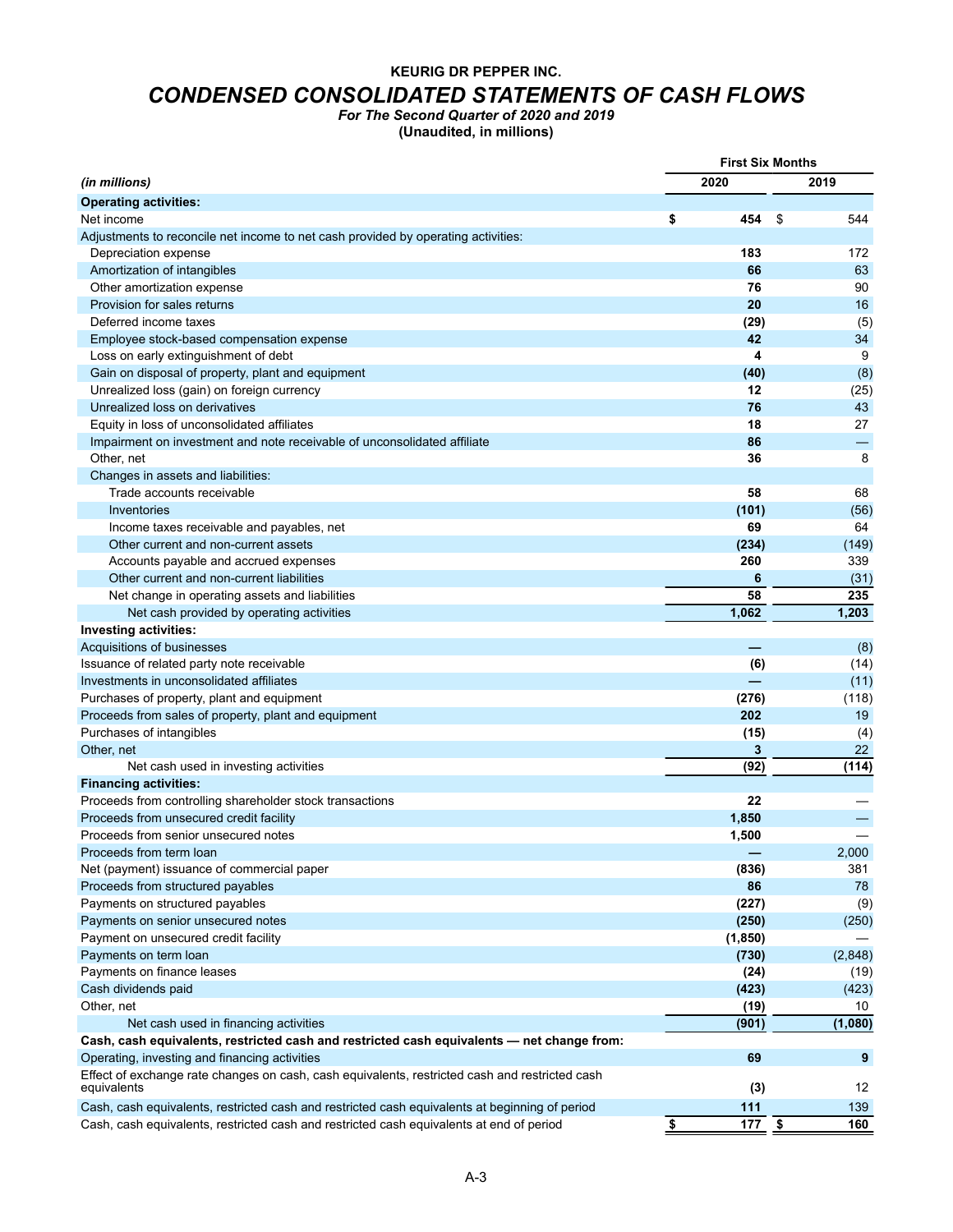**KEURIG DR PEPPER INC.**

# *CONDENSED CONSOLIDATED STATEMENTS OF CASH FLOWS*

*For The Second Quarter of 2020 and 2019*

**(Unaudited, in millions)**

| *(in millions)* | First Six Months 2020 | First Six Months 2019 |
|---|---|---|
| **Operating activities:** | | |
| Net income | **$ 454** | $ 544 |
| Adjustments to reconcile net income to net cash provided by operating activities: | | |
| Depreciation expense | **183** | 172 |
| Amortization of intangibles | **66** | 63 |
| Other amortization expense | **76** | 90 |
| Provision for sales returns | **20** | 16 |
| Deferred income taxes | **(29)** | (5) |
| Employee stock-based compensation expense | **42** | 34 |
| Loss on early extinguishment of debt | **4** | 9 |
| Gain on disposal of property, plant and equipment | **(40)** | (8) |
| Unrealized loss (gain) on foreign currency | **12** | (25) |
| Unrealized loss on derivatives | **76** | 43 |
| Equity in loss of unconsolidated affiliates | **18** | 27 |
| Impairment on investment and note receivable of unconsolidated affiliate | **86** | — |
| Other, net | **36** | 8 |
| Changes in assets and liabilities: | | |
| Trade accounts receivable | **58** | 68 |
| Inventories | **(101)** | (56) |
| Income taxes receivable and payables, net | **69** | 64 |
| Other current and non-current assets | **(234)** | (149) |
| Accounts payable and accrued expenses | **260** | 339 |
| Other current and non-current liabilities | **6** | (31) |
| Net change in operating assets and liabilities | **58** | **235** |
| Net cash provided by operating activities | **1,062** | **1,203** |
| **Investing activities:** | | |
| Acquisitions of businesses | **—** | (8) |
| Issuance of related party note receivable | **(6)** | (14) |
| Investments in unconsolidated affiliates | **—** | (11) |
| Purchases of property, plant and equipment | **(276)** | (118) |
| Proceeds from sales of property, plant and equipment | **202** | 19 |
| Purchases of intangibles | **(15)** | (4) |
| Other, net | **3** | 22 |
| Net cash used in investing activities | **(92)** | **(114)** |
| **Financing activities:** | | |
| Proceeds from controlling shareholder stock transactions | **22** | — |
| Proceeds from unsecured credit facility | **1,850** | — |
| Proceeds from senior unsecured notes | **1,500** | — |
| Proceeds from term loan | **—** | 2,000 |
| Net (payment) issuance of commercial paper | **(836)** | 381 |
| Proceeds from structured payables | **86** | 78 |
| Payments on structured payables | **(227)** | (9) |
| Payments on senior unsecured notes | **(250)** | (250) |
| Payment on unsecured credit facility | **(1,850)** | — |
| Payments on term loan | **(730)** | (2,848) |
| Payments on finance leases | **(24)** | (19) |
| Cash dividends paid | **(423)** | (423) |
| Other, net | **(19)** | 10 |
| Net cash used in financing activities | **(901)** | **(1,080)** |
| **Cash, cash equivalents, restricted cash and restricted cash equivalents — net change from:** | | |
| Operating, investing and financing activities | **69** | **9** |
| Effect of exchange rate changes on cash, cash equivalents, restricted cash and restricted cash equivalents | **(3)** | 12 |
| Cash, cash equivalents, restricted cash and restricted cash equivalents at beginning of period | **111** | 139 |
| Cash, cash equivalents, restricted cash and restricted cash equivalents at end of period | **$ 177** | **$ 160** |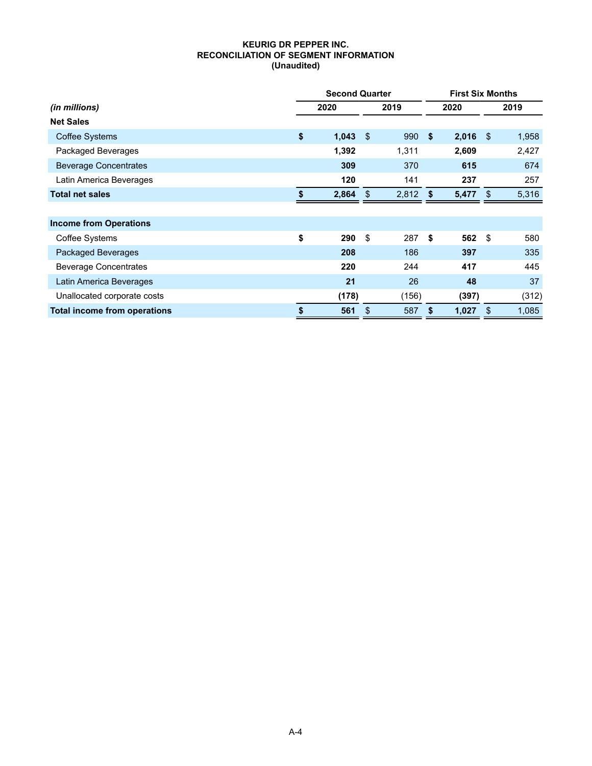**KEURIG DR PEPPER INC.**
**RECONCILIATION OF SEGMENT INFORMATION**
**(Unaudited)**

| | Second Quarter | | First Six Months | |
|---|---|---|---|---|
| *(in millions)* | **2020** | **2019** | **2020** | **2019** |
| **Net Sales** | | | | |
| Coffee Systems | **$ 1,043** | $ 990 | **$ 2,016** | $ 1,958 |
| Packaged Beverages | **1,392** | 1,311 | **2,609** | 2,427 |
| Beverage Concentrates | **309** | 370 | **615** | 674 |
| Latin America Beverages | **120** | 141 | **237** | 257 |
| **Total net sales** | **$ 2,864** | $ 2,812 | **$ 5,477** | $ 5,316 |
| | | | | |
| **Income from Operations** | | | | |
| Coffee Systems | **$ 290** | $ 287 | **$ 562** | $ 580 |
| Packaged Beverages | **208** | 186 | **397** | 335 |
| Beverage Concentrates | **220** | 244 | **417** | 445 |
| Latin America Beverages | **21** | 26 | **48** | 37 |
| Unallocated corporate costs | **(178)** | (156) | **(397)** | (312) |
| **Total income from operations** | **$ 561** | $ 587 | **$ 1,027** | $ 1,085 |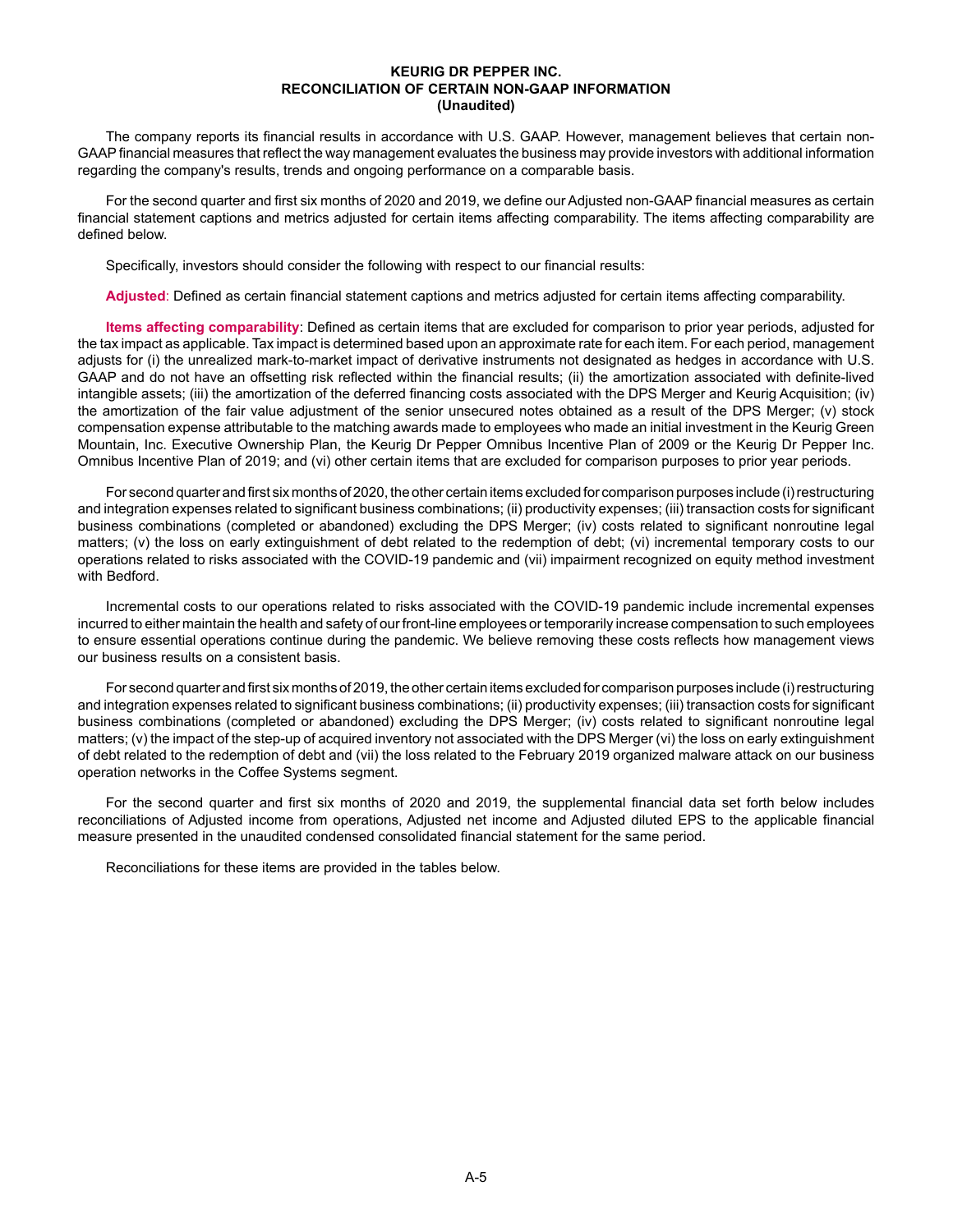**KEURIG DR PEPPER INC.**
**RECONCILIATION OF CERTAIN NON-GAAP INFORMATION**
**(Unaudited)**

The company reports its financial results in accordance with U.S. GAAP. However, management believes that certain non-GAAP financial measures that reflect the way management evaluates the business may provide investors with additional information regarding the company's results, trends and ongoing performance on a comparable basis.

For the second quarter and first six months of 2020 and 2019, we define our Adjusted non-GAAP financial measures as certain financial statement captions and metrics adjusted for certain items affecting comparability. The items affecting comparability are defined below.

Specifically, investors should consider the following with respect to our financial results:

**Adjusted**: Defined as certain financial statement captions and metrics adjusted for certain items affecting comparability.

**Items affecting comparability**: Defined as certain items that are excluded for comparison to prior year periods, adjusted for the tax impact as applicable. Tax impact is determined based upon an approximate rate for each item. For each period, management adjusts for (i) the unrealized mark-to-market impact of derivative instruments not designated as hedges in accordance with U.S. GAAP and do not have an offsetting risk reflected within the financial results; (ii) the amortization associated with definite-lived intangible assets; (iii) the amortization of the deferred financing costs associated with the DPS Merger and Keurig Acquisition; (iv) the amortization of the fair value adjustment of the senior unsecured notes obtained as a result of the DPS Merger; (v) stock compensation expense attributable to the matching awards made to employees who made an initial investment in the Keurig Green Mountain, Inc. Executive Ownership Plan, the Keurig Dr Pepper Omnibus Incentive Plan of 2009 or the Keurig Dr Pepper Inc. Omnibus Incentive Plan of 2019; and (vi) other certain items that are excluded for comparison purposes to prior year periods.

For second quarter and first six months of 2020, the other certain items excluded for comparison purposes include (i) restructuring and integration expenses related to significant business combinations; (ii) productivity expenses; (iii) transaction costs for significant business combinations (completed or abandoned) excluding the DPS Merger; (iv) costs related to significant nonroutine legal matters; (v) the loss on early extinguishment of debt related to the redemption of debt; (vi) incremental temporary costs to our operations related to risks associated with the COVID-19 pandemic and (vii) impairment recognized on equity method investment with Bedford.

Incremental costs to our operations related to risks associated with the COVID-19 pandemic include incremental expenses incurred to either maintain the health and safety of our front-line employees or temporarily increase compensation to such employees to ensure essential operations continue during the pandemic. We believe removing these costs reflects how management views our business results on a consistent basis.

For second quarter and first six months of 2019, the other certain items excluded for comparison purposes include (i) restructuring and integration expenses related to significant business combinations; (ii) productivity expenses; (iii) transaction costs for significant business combinations (completed or abandoned) excluding the DPS Merger; (iv) costs related to significant nonroutine legal matters; (v) the impact of the step-up of acquired inventory not associated with the DPS Merger (vi) the loss on early extinguishment of debt related to the redemption of debt and (vii) the loss related to the February 2019 organized malware attack on our business operation networks in the Coffee Systems segment.

For the second quarter and first six months of 2020 and 2019, the supplemental financial data set forth below includes reconciliations of Adjusted income from operations, Adjusted net income and Adjusted diluted EPS to the applicable financial measure presented in the unaudited condensed consolidated financial statement for the same period.

Reconciliations for these items are provided in the tables below.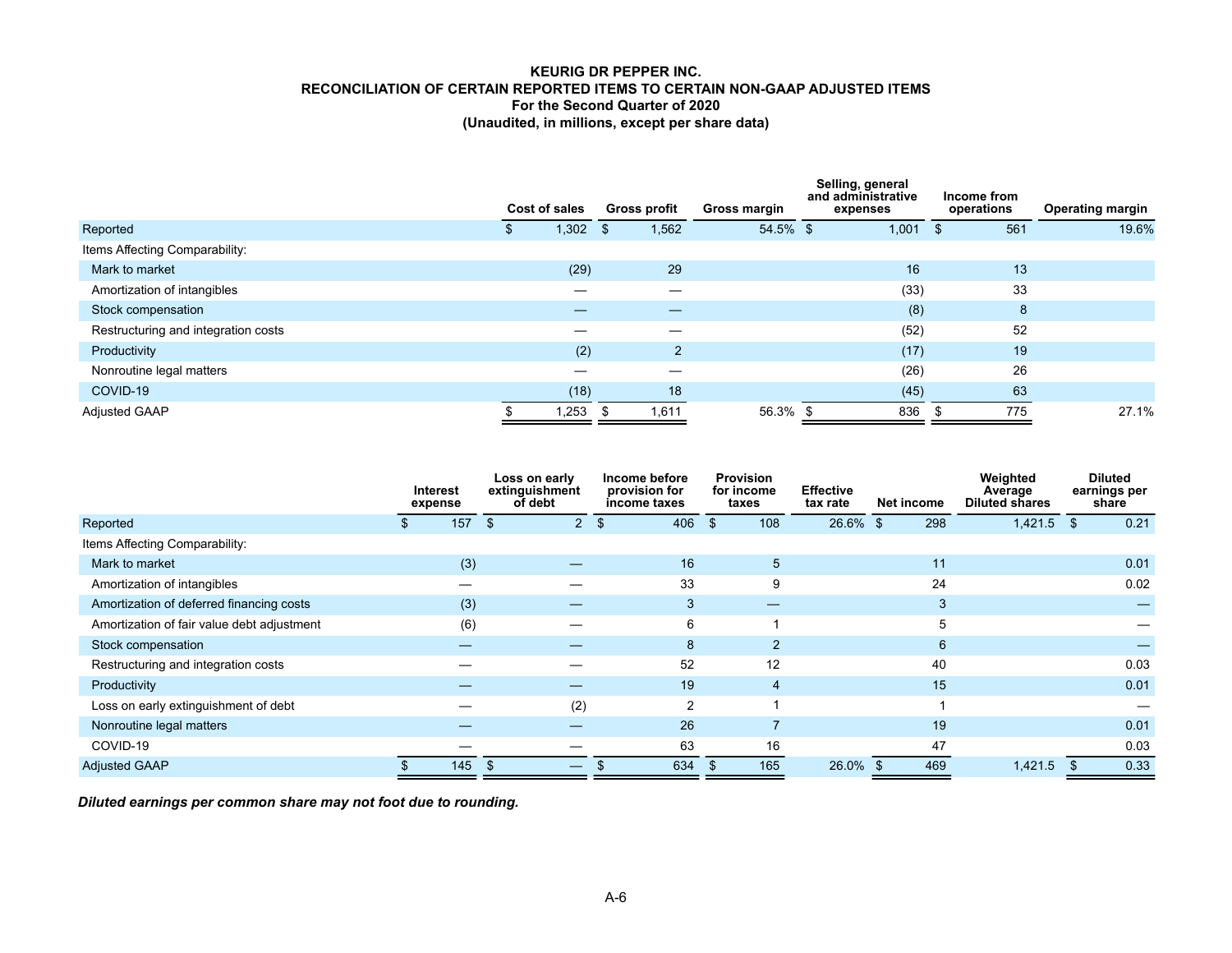**KEURIG DR PEPPER INC.**
**RECONCILIATION OF CERTAIN REPORTED ITEMS TO CERTAIN NON-GAAP ADJUSTED ITEMS**
**For the Second Quarter of 2020**
**(Unaudited, in millions, except per share data)**

| | Cost of sales | Gross profit | Gross margin | Selling, general and administrative expenses | Income from operations | Operating margin |
|---|---|---|---|---|---|---|
| Reported | $ 1,302 | $ 1,562 | 54.5% | $ 1,001 | $ 561 | 19.6% |
| Items Affecting Comparability: | | | | | | |
| Mark to market | (29) | 29 | | 16 | 13 | |
| Amortization of intangibles | — | — | | (33) | 33 | |
| Stock compensation | — | — | | (8) | 8 | |
| Restructuring and integration costs | — | — | | (52) | 52 | |
| Productivity | (2) | 2 | | (17) | 19 | |
| Nonroutine legal matters | — | — | | (26) | 26 | |
| COVID-19 | (18) | 18 | | (45) | 63 | |
| Adjusted GAAP | $ 1,253 | $ 1,611 | 56.3% | $ 836 | $ 775 | 27.1% |

| | Interest expense | Loss on early extinguishment of debt | Income before provision for income taxes | Provision for income taxes | Effective tax rate | Net income | Weighted Average Diluted shares | Diluted earnings per share |
|---|---|---|---|---|---|---|---|---|
| Reported | $ 157 | $ 2 | $ 406 | $ 108 | 26.6% | $ 298 | 1,421.5 | $ 0.21 |
| Items Affecting Comparability: | | | | | | | | |
| Mark to market | (3) | — | 16 | 5 | | 11 | | 0.01 |
| Amortization of intangibles | — | — | 33 | 9 | | 24 | | 0.02 |
| Amortization of deferred financing costs | (3) | — | 3 | — | | 3 | | — |
| Amortization of fair value debt adjustment | (6) | — | 6 | 1 | | 5 | | — |
| Stock compensation | — | — | 8 | 2 | | 6 | | — |
| Restructuring and integration costs | — | — | 52 | 12 | | 40 | | 0.03 |
| Productivity | — | — | 19 | 4 | | 15 | | 0.01 |
| Loss on early extinguishment of debt | — | (2) | 2 | 1 | | 1 | | — |
| Nonroutine legal matters | — | — | 26 | 7 | | 19 | | 0.01 |
| COVID-19 | — | — | 63 | 16 | | 47 | | 0.03 |
| Adjusted GAAP | $ 145 | $ — | $ 634 | $ 165 | 26.0% | $ 469 | 1,421.5 | $ 0.33 |

***Diluted earnings per common share may not foot due to rounding.***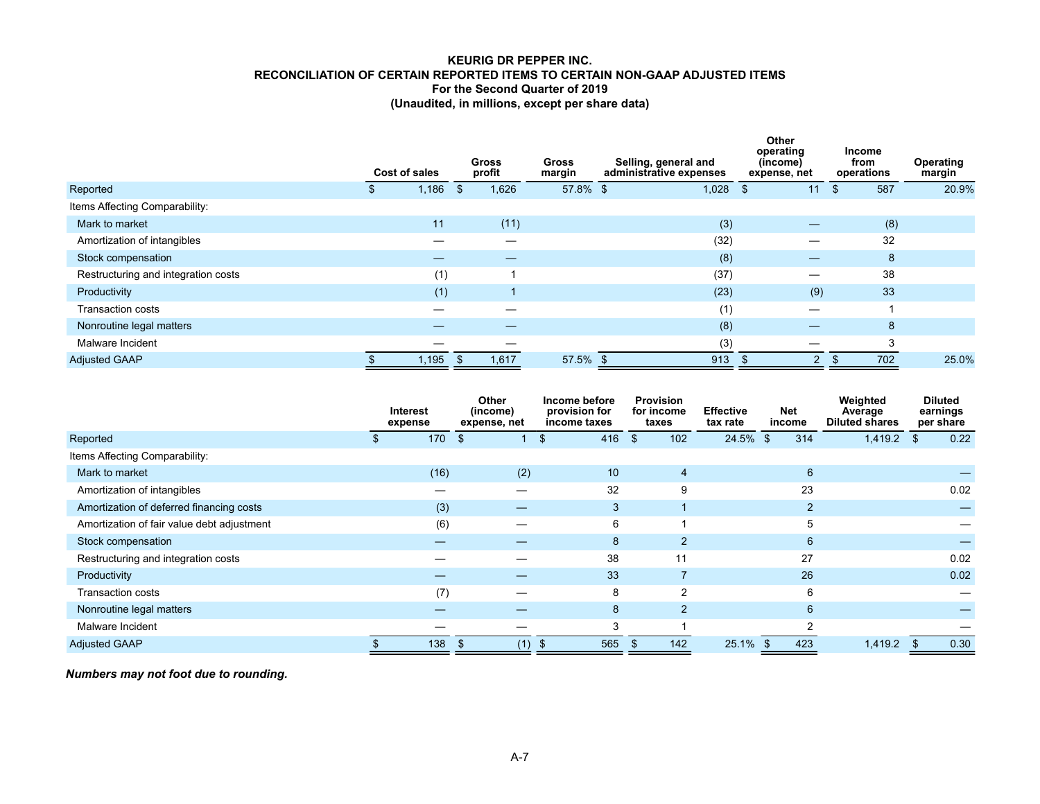**KEURIG DR PEPPER INC.**
**RECONCILIATION OF CERTAIN REPORTED ITEMS TO CERTAIN NON-GAAP ADJUSTED ITEMS**
**For the Second Quarter of 2019**
**(Unaudited, in millions, except per share data)**

| | Cost of sales | Gross profit | Gross margin | Selling, general and administrative expenses | Other operating (income) expense, net | Income from operations | Operating margin |
|---|---|---|---|---|---|---|---|
| Reported | $ 1,186 | $ 1,626 | 57.8% | $ 1,028 | $ 11 | $ 587 | 20.9% |
| Items Affecting Comparability: | | | | | | | |
| Mark to market | 11 | (11) | | (3) | — | (8) | |
| Amortization of intangibles | — | — | | (32) | — | 32 | |
| Stock compensation | — | — | | (8) | — | 8 | |
| Restructuring and integration costs | (1) | 1 | | (37) | — | 38 | |
| Productivity | (1) | 1 | | (23) | (9) | 33 | |
| Transaction costs | — | — | | (1) | — | 1 | |
| Nonroutine legal matters | — | — | | (8) | — | 8 | |
| Malware Incident | — | — | | (3) | — | 3 | |
| Adjusted GAAP | $ 1,195 | $ 1,617 | 57.5% | $ 913 | $ 2 | $ 702 | 25.0% |

| | Interest expense | Other (income) expense, net | Income before provision for income taxes | Provision for income taxes | Effective tax rate | Net income | Weighted Average Diluted shares | Diluted earnings per share |
|---|---|---|---|---|---|---|---|---|
| Reported | $ 170 | $ 1 | $ 416 | $ 102 | 24.5% | $ 314 | 1,419.2 | $ 0.22 |
| Items Affecting Comparability: | | | | | | | | |
| Mark to market | (16) | (2) | 10 | 4 | | 6 | | — |
| Amortization of intangibles | — | — | 32 | 9 | | 23 | | 0.02 |
| Amortization of deferred financing costs | (3) | — | 3 | 1 | | 2 | | — |
| Amortization of fair value debt adjustment | (6) | — | 6 | 1 | | 5 | | — |
| Stock compensation | — | — | 8 | 2 | | 6 | | — |
| Restructuring and integration costs | — | — | 38 | 11 | | 27 | | 0.02 |
| Productivity | — | — | 33 | 7 | | 26 | | 0.02 |
| Transaction costs | (7) | — | 8 | 2 | | 6 | | — |
| Nonroutine legal matters | — | — | 8 | 2 | | 6 | | — |
| Malware Incident | — | — | 3 | 1 | | 2 | | — |
| Adjusted GAAP | $ 138 | $ (1) | $ 565 | $ 142 | 25.1% | $ 423 | 1,419.2 | $ 0.30 |

***Numbers may not foot due to rounding.***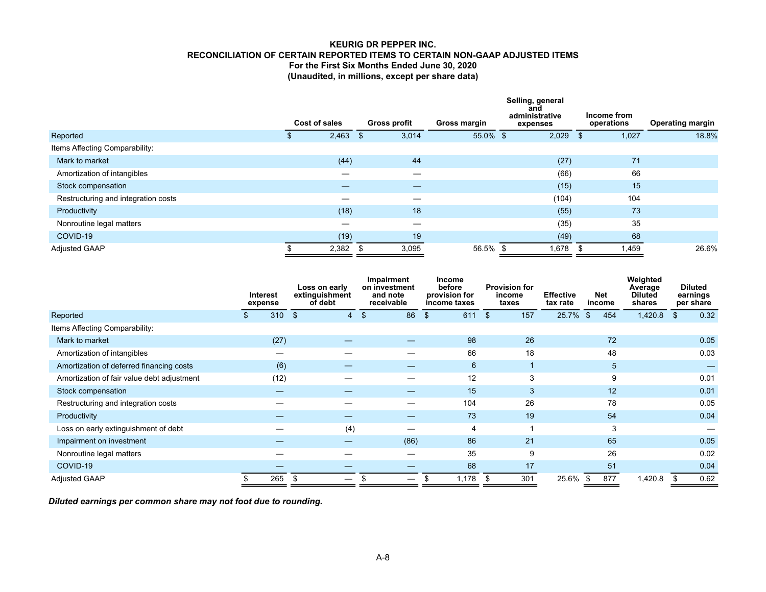**KEURIG DR PEPPER INC.**
**RECONCILIATION OF CERTAIN REPORTED ITEMS TO CERTAIN NON-GAAP ADJUSTED ITEMS**
**For the First Six Months Ended June 30, 2020**
**(Unaudited, in millions, except per share data)**

| | Cost of sales | Gross profit | Gross margin | Selling, general and administrative expenses | Income from operations | Operating margin |
|---|---|---|---|---|---|---|
| Reported | $ 2,463 | $ 3,014 | 55.0% | $ 2,029 | $ 1,027 | 18.8% |
| Items Affecting Comparability: | | | | | | |
| Mark to market | (44) | 44 | | (27) | 71 | |
| Amortization of intangibles | — | — | | (66) | 66 | |
| Stock compensation | — | — | | (15) | 15 | |
| Restructuring and integration costs | — | — | | (104) | 104 | |
| Productivity | (18) | 18 | | (55) | 73 | |
| Nonroutine legal matters | — | — | | (35) | 35 | |
| COVID-19 | (19) | 19 | | (49) | 68 | |
| Adjusted GAAP | $ 2,382 | $ 3,095 | 56.5% | $ 1,678 | $ 1,459 | 26.6% |

| | Interest expense | Loss on early extinguishment of debt | Impairment on investment and note receivable | Income before provision for income taxes | Provision for income taxes | Effective tax rate | Net income | Weighted Average Diluted shares | Diluted earnings per share |
|---|---|---|---|---|---|---|---|---|---|
| Reported | $ 310 | $ 4 | $ 86 | $ 611 | $ 157 | 25.7% | $ 454 | 1,420.8 | $ 0.32 |
| Items Affecting Comparability: | | | | | | | | | |
| Mark to market | (27) | — | — | 98 | 26 | | 72 | | 0.05 |
| Amortization of intangibles | — | — | — | 66 | 18 | | 48 | | 0.03 |
| Amortization of deferred financing costs | (6) | — | — | 6 | 1 | | 5 | | — |
| Amortization of fair value debt adjustment | (12) | — | — | 12 | 3 | | 9 | | 0.01 |
| Stock compensation | — | — | — | 15 | 3 | | 12 | | 0.01 |
| Restructuring and integration costs | — | — | — | 104 | 26 | | 78 | | 0.05 |
| Productivity | — | — | — | 73 | 19 | | 54 | | 0.04 |
| Loss on early extinguishment of debt | — | (4) | — | 4 | 1 | | 3 | | — |
| Impairment on investment | — | — | (86) | 86 | 21 | | 65 | | 0.05 |
| Nonroutine legal matters | — | — | — | 35 | 9 | | 26 | | 0.02 |
| COVID-19 | — | — | — | 68 | 17 | | 51 | | 0.04 |
| Adjusted GAAP | $ 265 | $ — | $ — | $ 1,178 | $ 301 | 25.6% | $ 877 | 1,420.8 | $ 0.62 |

***Diluted earnings per common share may not foot due to rounding.***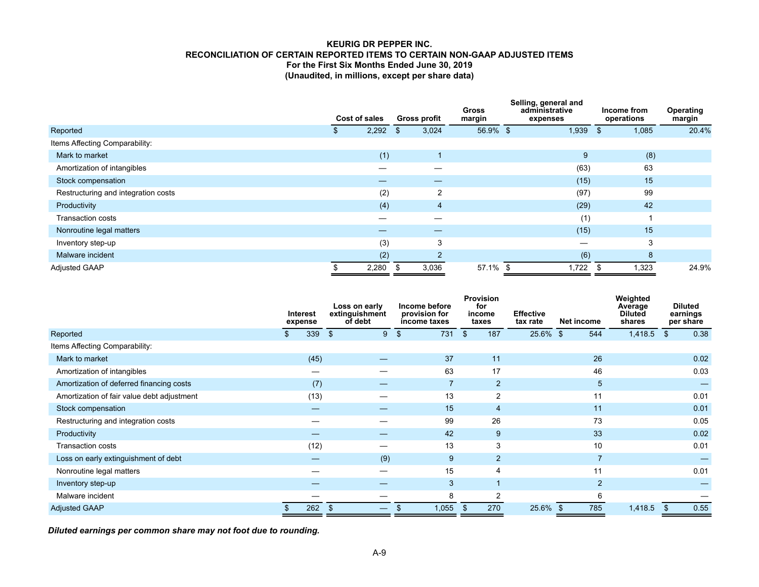**KEURIG DR PEPPER INC.**
**RECONCILIATION OF CERTAIN REPORTED ITEMS TO CERTAIN NON-GAAP ADJUSTED ITEMS**
**For the First Six Months Ended June 30, 2019**
**(Unaudited, in millions, except per share data)**

| | Cost of sales | Gross profit | Gross margin | Selling, general and administrative expenses | Income from operations | Operating margin |
|---|---|---|---|---|---|---|
| Reported | $ 2,292 | $ 3,024 | 56.9% | $ 1,939 | $ 1,085 | 20.4% |
| Items Affecting Comparability: | | | | | | |
| Mark to market | (1) | 1 | | 9 | (8) | |
| Amortization of intangibles | — | — | | (63) | 63 | |
| Stock compensation | — | — | | (15) | 15 | |
| Restructuring and integration costs | (2) | 2 | | (97) | 99 | |
| Productivity | (4) | 4 | | (29) | 42 | |
| Transaction costs | — | — | | (1) | 1 | |
| Nonroutine legal matters | — | — | | (15) | 15 | |
| Inventory step-up | (3) | 3 | | — | 3 | |
| Malware incident | (2) | 2 | | (6) | 8 | |
| Adjusted GAAP | $ 2,280 | $ 3,036 | 57.1% | $ 1,722 | $ 1,323 | 24.9% |

| | Interest expense | Loss on early extinguishment of debt | Income before provision for income taxes | Provision for income taxes | Effective tax rate | Net income | Weighted Average Diluted shares | Diluted earnings per share |
|---|---|---|---|---|---|---|---|---|
| Reported | $ 339 | $ 9 | $ 731 | $ 187 | 25.6% | $ 544 | 1,418.5 | $ 0.38 |
| Items Affecting Comparability: | | | | | | | | |
| Mark to market | (45) | — | 37 | 11 | | 26 | | 0.02 |
| Amortization of intangibles | — | — | 63 | 17 | | 46 | | 0.03 |
| Amortization of deferred financing costs | (7) | — | 7 | 2 | | 5 | | — |
| Amortization of fair value debt adjustment | (13) | — | 13 | 2 | | 11 | | 0.01 |
| Stock compensation | — | — | 15 | 4 | | 11 | | 0.01 |
| Restructuring and integration costs | — | — | 99 | 26 | | 73 | | 0.05 |
| Productivity | — | — | 42 | 9 | | 33 | | 0.02 |
| Transaction costs | (12) | — | 13 | 3 | | 10 | | 0.01 |
| Loss on early extinguishment of debt | — | (9) | 9 | 2 | | 7 | | — |
| Nonroutine legal matters | — | — | 15 | 4 | | 11 | | 0.01 |
| Inventory step-up | — | — | 3 | 1 | | 2 | | — |
| Malware incident | — | — | 8 | 2 | | 6 | | — |
| Adjusted GAAP | $ 262 | $ — | $ 1,055 | $ 270 | 25.6% | $ 785 | 1,418.5 | $ 0.55 |

***Diluted earnings per common share may not foot due to rounding.***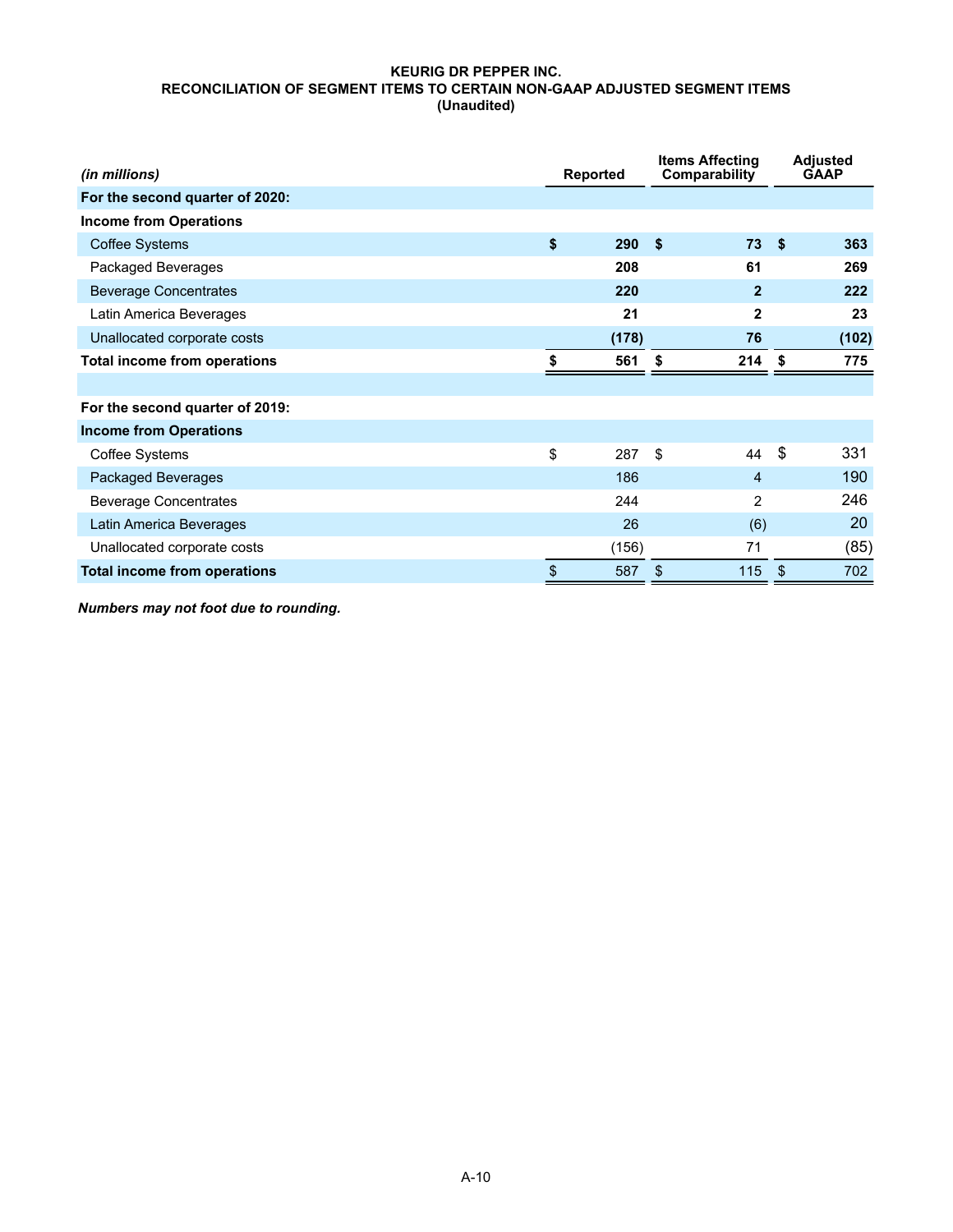**KEURIG DR PEPPER INC.**
**RECONCILIATION OF SEGMENT ITEMS TO CERTAIN NON-GAAP ADJUSTED SEGMENT ITEMS**
**(Unaudited)**

| *(in millions)* | Reported | Items Affecting Comparability | Adjusted GAAP |
|---|---|---|---|
| **For the second quarter of 2020:** | | | |
| **Income from Operations** | | | |
| Coffee Systems | **$ 290** | **$ 73** | **$ 363** |
| Packaged Beverages | **208** | **61** | **269** |
| Beverage Concentrates | **220** | **2** | **222** |
| Latin America Beverages | **21** | **2** | **23** |
| Unallocated corporate costs | **(178)** | **76** | **(102)** |
| **Total income from operations** | **$ 561** | **$ 214** | **$ 775** |
| | | | |
| **For the second quarter of 2019:** | | | |
| **Income from Operations** | | | |
| Coffee Systems | $ 287 | $ 44 | $ 331 |
| Packaged Beverages | 186 | 4 | 190 |
| Beverage Concentrates | 244 | 2 | 246 |
| Latin America Beverages | 26 | (6) | 20 |
| Unallocated corporate costs | (156) | 71 | (85) |
| **Total income from operations** | $ 587 | $ 115 | $ 702 |

***Numbers may not foot due to rounding.***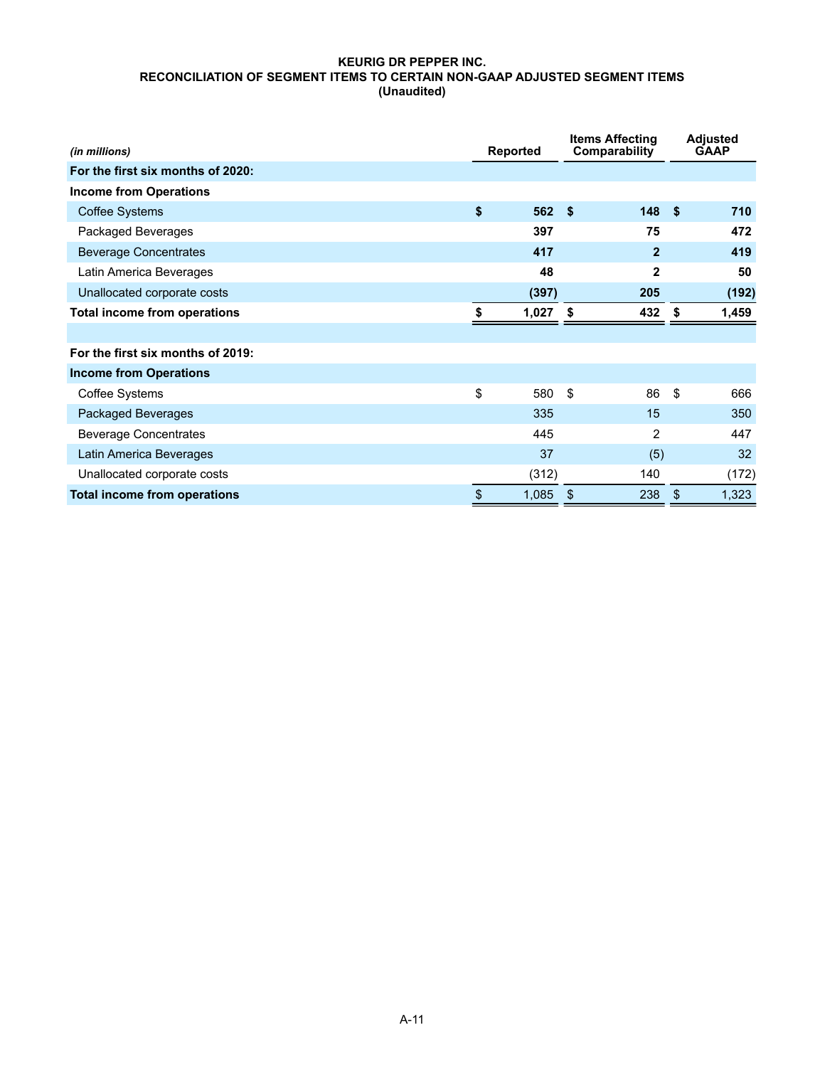**KEURIG DR PEPPER INC.**
**RECONCILIATION OF SEGMENT ITEMS TO CERTAIN NON-GAAP ADJUSTED SEGMENT ITEMS**
**(Unaudited)**

| *(in millions)* | Reported | Items Affecting Comparability | Adjusted GAAP |
|---|---|---|---|
| **For the first six months of 2020:** | | | |
| **Income from Operations** | | | |
| Coffee Systems | **$ 562** | **$ 148** | **$ 710** |
| Packaged Beverages | **397** | **75** | **472** |
| Beverage Concentrates | **417** | **2** | **419** |
| Latin America Beverages | **48** | **2** | **50** |
| Unallocated corporate costs | **(397)** | **205** | **(192)** |
| **Total income from operations** | **$ 1,027** | **$ 432** | **$ 1,459** |
| | | | |
| **For the first six months of 2019:** | | | |
| **Income from Operations** | | | |
| Coffee Systems | $ 580 | $ 86 | $ 666 |
| Packaged Beverages | 335 | 15 | 350 |
| Beverage Concentrates | 445 | 2 | 447 |
| Latin America Beverages | 37 | (5) | 32 |
| Unallocated corporate costs | (312) | 140 | (172) |
| **Total income from operations** | $ 1,085 | $ 238 | $ 1,323 |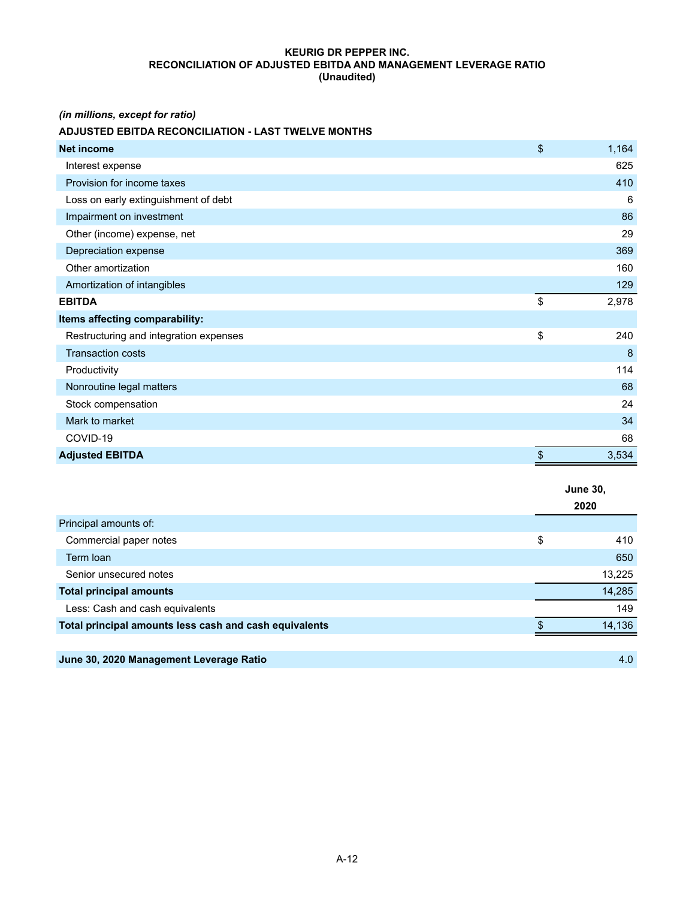**KEURIG DR PEPPER INC.**
**RECONCILIATION OF ADJUSTED EBITDA AND MANAGEMENT LEVERAGE RATIO**
**(Unaudited)**

*(in millions, except for ratio)*

**ADJUSTED EBITDA RECONCILIATION - LAST TWELVE MONTHS**

| | | |
|---|---|---|
| **Net income** | $ | 1,164 |
| Interest expense | | 625 |
| Provision for income taxes | | 410 |
| Loss on early extinguishment of debt | | 6 |
| Impairment on investment | | 86 |
| Other (income) expense, net | | 29 |
| Depreciation expense | | 369 |
| Other amortization | | 160 |
| Amortization of intangibles | | 129 |
| **EBITDA** | $ | 2,978 |
| **Items affecting comparability:** | | |
| Restructuring and integration expenses | $ | 240 |
| Transaction costs | | 8 |
| Productivity | | 114 |
| Nonroutine legal matters | | 68 |
| Stock compensation | | 24 |
| Mark to market | | 34 |
| COVID-19 | | 68 |
| **Adjusted EBITDA** | $ | 3,534 |

| | | June 30, 2020 |
|---|---|---|
| Principal amounts of: | | |
| Commercial paper notes | $ | 410 |
| Term loan | | 650 |
| Senior unsecured notes | | 13,225 |
| **Total principal amounts** | | 14,285 |
| Less: Cash and cash equivalents | | 149 |
| **Total principal amounts less cash and cash equivalents** | $ | 14,136 |
| | | |
| **June 30, 2020 Management Leverage Ratio** | | 4.0 |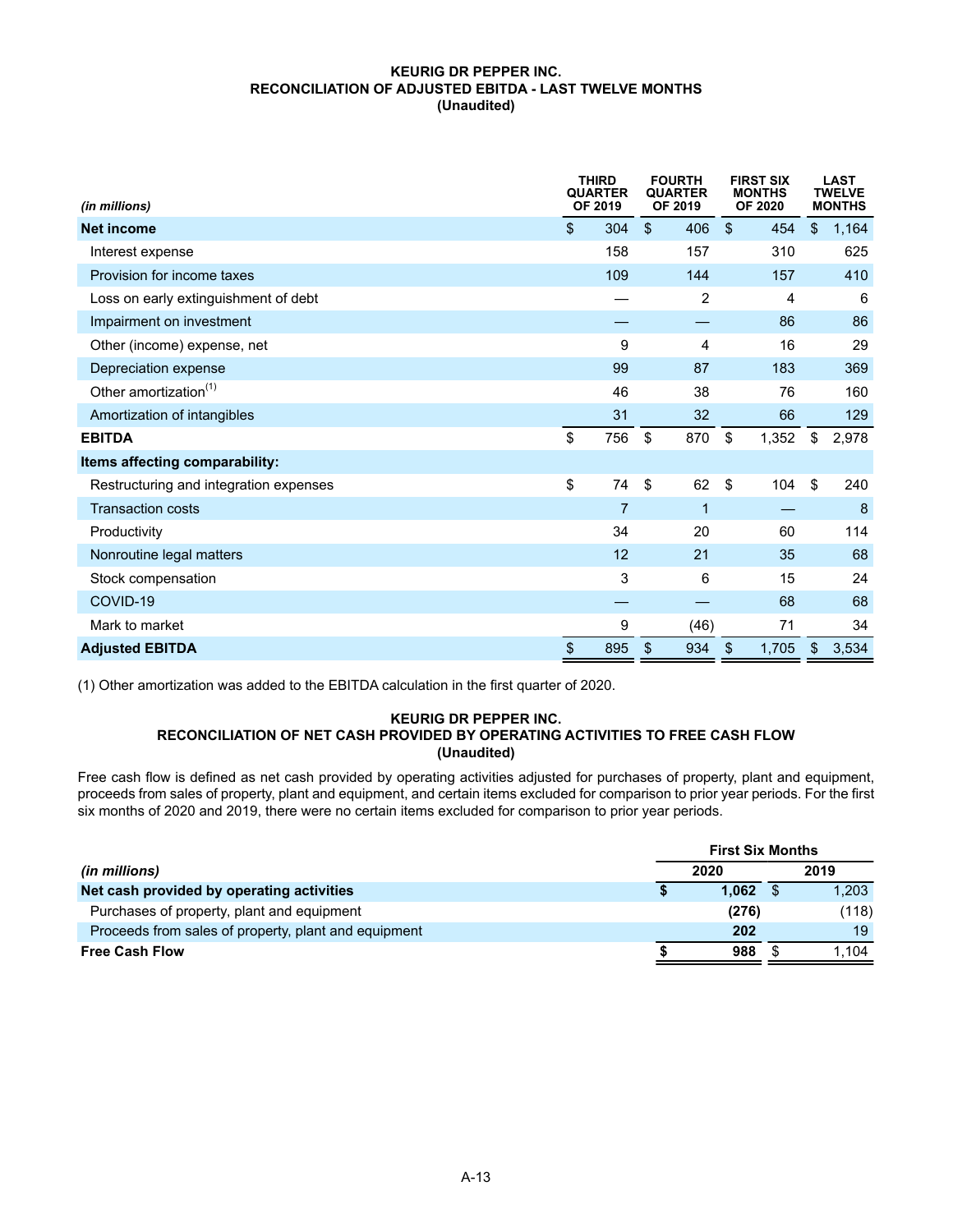**KEURIG DR PEPPER INC.**
**RECONCILIATION OF ADJUSTED EBITDA - LAST TWELVE MONTHS**
**(Unaudited)**

| *(in millions)* | THIRD QUARTER OF 2019 | FOURTH QUARTER OF 2019 | FIRST SIX MONTHS OF 2020 | LAST TWELVE MONTHS |
|---|---|---|---|---|
| **Net income** | $ 304 | $ 406 | $ 454 | $ 1,164 |
| Interest expense | 158 | 157 | 310 | 625 |
| Provision for income taxes | 109 | 144 | 157 | 410 |
| Loss on early extinguishment of debt | — | 2 | 4 | 6 |
| Impairment on investment | — | — | 86 | 86 |
| Other (income) expense, net | 9 | 4 | 16 | 29 |
| Depreciation expense | 99 | 87 | 183 | 369 |
| Other amortization[1] | 46 | 38 | 76 | 160 |
| Amortization of intangibles | 31 | 32 | 66 | 129 |
| **EBITDA** | $ 756 | $ 870 | $ 1,352 | $ 2,978 |
| **Items affecting comparability:** | | | | |
| Restructuring and integration expenses | $ 74 | $ 62 | $ 104 | $ 240 |
| Transaction costs | 7 | 1 | — | 8 |
| Productivity | 34 | 20 | 60 | 114 |
| Nonroutine legal matters | 12 | 21 | 35 | 68 |
| Stock compensation | 3 | 6 | 15 | 24 |
| COVID-19 | — | — | 68 | 68 |
| Mark to market | 9 | (46) | 71 | 34 |
| **Adjusted EBITDA** | $ 895 | $ 934 | $ 1,705 | $ 3,534 |

(1) Other amortization was added to the EBITDA calculation in the first quarter of 2020.

**KEURIG DR PEPPER INC.**
**RECONCILIATION OF NET CASH PROVIDED BY OPERATING ACTIVITIES TO FREE CASH FLOW**
**(Unaudited)**

Free cash flow is defined as net cash provided by operating activities adjusted for purchases of property, plant and equipment, proceeds from sales of property, plant and equipment, and certain items excluded for comparison to prior year periods. For the first six months of 2020 and 2019, there were no certain items excluded for comparison to prior year periods.

| | First Six Months | |
|---|---|---|
| *(in millions)* | 2020 | 2019 |
| **Net cash provided by operating activities** | **$ 1,062** | $ 1,203 |
| Purchases of property, plant and equipment | **(276)** | (118) |
| Proceeds from sales of property, plant and equipment | **202** | 19 |
| **Free Cash Flow** | **$ 988** | $ 1,104 |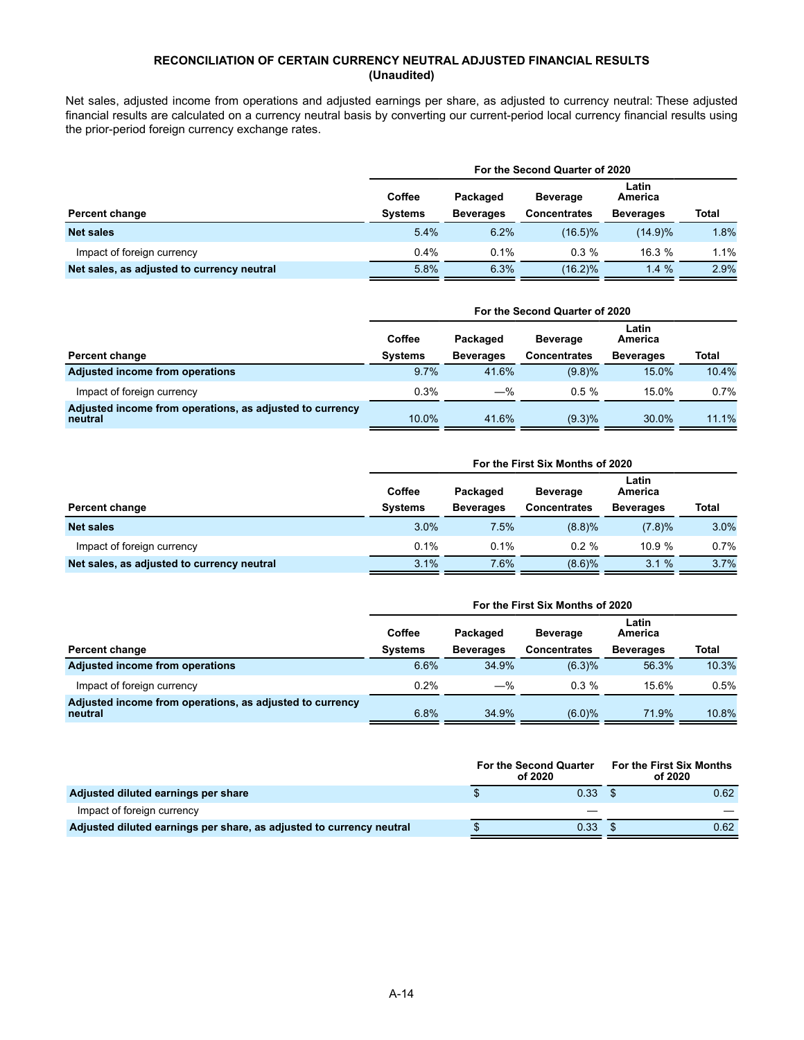## RECONCILIATION OF CERTAIN CURRENCY NEUTRAL ADJUSTED FINANCIAL RESULTS
### (Unaudited)

Net sales, adjusted income from operations and adjusted earnings per share, as adjusted to currency neutral: These adjusted financial results are calculated on a currency neutral basis by converting our current-period local currency financial results using the prior-period foreign currency exchange rates.

| | For the Second Quarter of 2020 | | | | |
|---|---|---|---|---|---|
| **Percent change** | **Coffee Systems** | **Packaged Beverages** | **Beverage Concentrates** | **Latin America Beverages** | **Total** |
| **Net sales** | 5.4% | 6.2% | (16.5)% | (14.9)% | 1.8% |
| Impact of foreign currency | 0.4% | 0.1% | 0.3 % | 16.3 % | 1.1% |
| **Net sales, as adjusted to currency neutral** | 5.8% | 6.3% | (16.2)% | 1.4 % | 2.9% |

| | For the Second Quarter of 2020 | | | | |
|---|---|---|---|---|---|
| **Percent change** | **Coffee Systems** | **Packaged Beverages** | **Beverage Concentrates** | **Latin America Beverages** | **Total** |
| **Adjusted income from operations** | 9.7% | 41.6% | (9.8)% | 15.0% | 10.4% |
| Impact of foreign currency | 0.3% | —% | 0.5 % | 15.0% | 0.7% |
| **Adjusted income from operations, as adjusted to currency neutral** | 10.0% | 41.6% | (9.3)% | 30.0% | 11.1% |

| | For the First Six Months of 2020 | | | | |
|---|---|---|---|---|---|
| **Percent change** | **Coffee Systems** | **Packaged Beverages** | **Beverage Concentrates** | **Latin America Beverages** | **Total** |
| **Net sales** | 3.0% | 7.5% | (8.8)% | (7.8)% | 3.0% |
| Impact of foreign currency | 0.1% | 0.1% | 0.2 % | 10.9 % | 0.7% |
| **Net sales, as adjusted to currency neutral** | 3.1% | 7.6% | (8.6)% | 3.1 % | 3.7% |

| | For the First Six Months of 2020 | | | | |
|---|---|---|---|---|---|
| **Percent change** | **Coffee Systems** | **Packaged Beverages** | **Beverage Concentrates** | **Latin America Beverages** | **Total** |
| **Adjusted income from operations** | 6.6% | 34.9% | (6.3)% | 56.3% | 10.3% |
| Impact of foreign currency | 0.2% | —% | 0.3 % | 15.6% | 0.5% |
| **Adjusted income from operations, as adjusted to currency neutral** | 6.8% | 34.9% | (6.0)% | 71.9% | 10.8% |

| | For the Second Quarter of 2020 | For the First Six Months of 2020 |
|---|---|---|
| **Adjusted diluted earnings per share** | $ 0.33 | $ 0.62 |
| Impact of foreign currency | — | — |
| **Adjusted diluted earnings per share, as adjusted to currency neutral** | $ 0.33 | $ 0.62 |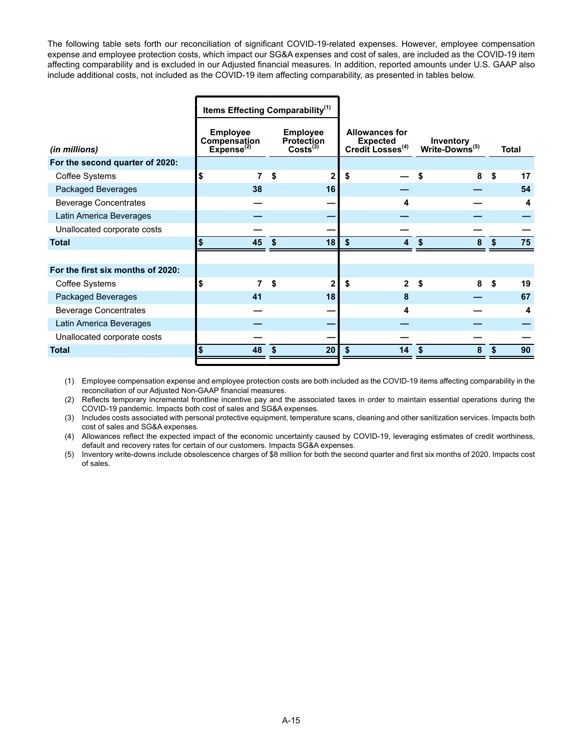The following table sets forth our reconciliation of significant COVID-19-related expenses. However, employee compensation expense and employee protection costs, which impact our SG&A expenses and cost of sales, are included as the COVID-19 item affecting comparability and is excluded in our Adjusted financial measures. In addition, reported amounts under U.S. GAAP also include additional costs, not included as the COVID-19 item affecting comparability, as presented in tables below.

| | Items Effecting Comparability[1] | | | | |
|---|---|---|---|---|---|
| *(in millions)* | Employee Compensation Expense[2] | Employee Protection Costs[3] | Allowances for Expected Credit Losses[4] | Inventory Write-Downs[5] | Total |
| **For the second quarter of 2020:** | | | | | |
| Coffee Systems | $ 7 | $ 2 | $ — | $ 8 | $ 17 |
| Packaged Beverages | 38 | 16 | — | — | 54 |
| Beverage Concentrates | — | — | 4 | — | 4 |
| Latin America Beverages | — | — | — | — | — |
| Unallocated corporate costs | — | — | — | — | — |
| **Total** | **$ 45** | **$ 18** | **$ 4** | **$ 8** | **$ 75** |
| | | | | | |
| **For the first six months of 2020:** | | | | | |
| Coffee Systems | $ 7 | $ 2 | $ 2 | $ 8 | $ 19 |
| Packaged Beverages | 41 | 18 | 8 | — | 67 |
| Beverage Concentrates | — | — | 4 | — | 4 |
| Latin America Beverages | — | — | — | — | — |
| Unallocated corporate costs | — | — | — | — | — |
| **Total** | **$ 48** | **$ 20** | **$ 14** | **$ 8** | **$ 90** |

(1) Employee compensation expense and employee protection costs are both included as the COVID-19 items affecting comparability in the reconciliation of our Adjusted Non-GAAP financial measures.

(2) Reflects temporary incremental frontline incentive pay and the associated taxes in order to maintain essential operations during the COVID-19 pandemic. Impacts both cost of sales and SG&A expenses.

(3) Includes costs associated with personal protective equipment, temperature scans, cleaning and other sanitization services. Impacts both cost of sales and SG&A expenses.

(4) Allowances reflect the expected impact of the economic uncertainty caused by COVID-19, leveraging estimates of credit worthiness, default and recovery rates for certain of our customers. Impacts SG&A expenses.

(5) Inventory write-downs include obsolescence charges of $8 million for both the second quarter and first six months of 2020. Impacts cost of sales.